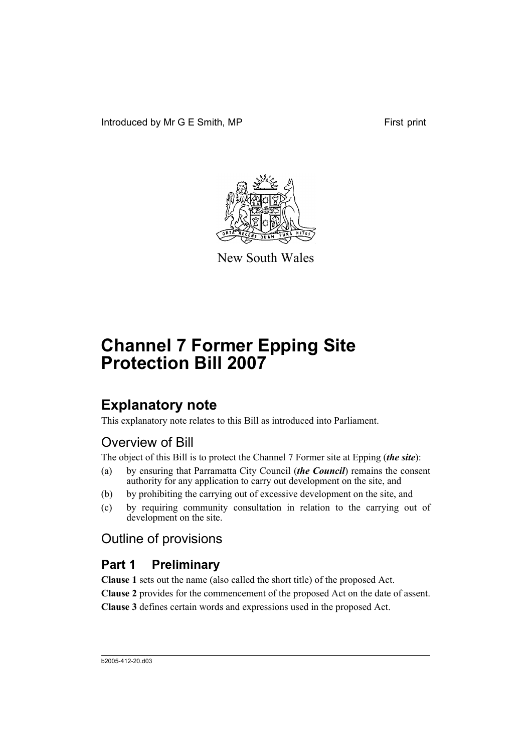Introduced by Mr G E Smith, MP

First print

New South Wales

# Channel 7 Former Epping Site Protection Bill 2007

## Explanatory note

This explanatory note relates to this Bill as introduced into Parliament.

### Overview of Bill

The object of this Bill is to protect the Channel 7 Former site at Epping (***the site***):

(a) by ensuring that Parramatta City Council (***the Council***) remains the consent authority for any application to carry out development on the site, and

(b) by prohibiting the carrying out of excessive development on the site, and

(c) by requiring community consultation in relation to the carrying out of development on the site.

### Outline of provisions

## Part 1 Preliminary

**Clause 1** sets out the name (also called the short title) of the proposed Act.

**Clause 2** provides for the commencement of the proposed Act on the date of assent.

**Clause 3** defines certain words and expressions used in the proposed Act.

b2005-412-20.d03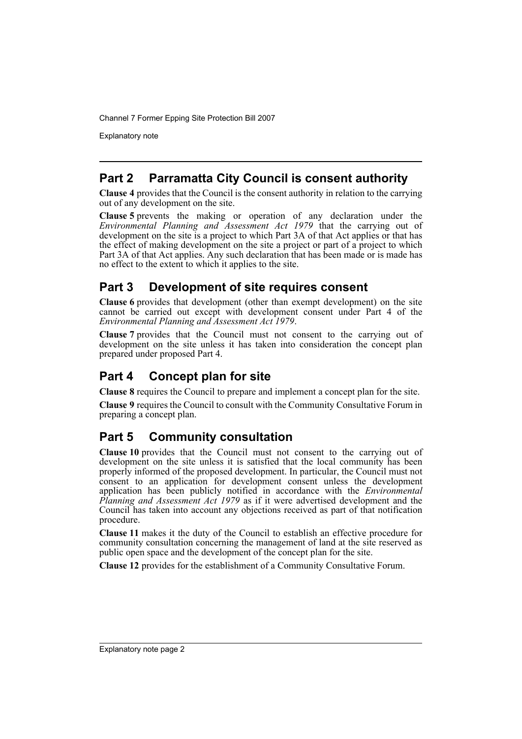## Part 2 Parramatta City Council is consent authority

**Clause 4** provides that the Council is the consent authority in relation to the carrying out of any development on the site.

**Clause 5** prevents the making or operation of any declaration under the *Environmental Planning and Assessment Act 1979* that the carrying out of development on the site is a project to which Part 3A of that Act applies or that has the effect of making development on the site a project or part of a project to which Part 3A of that Act applies. Any such declaration that has been made or is made has no effect to the extent to which it applies to the site.

## Part 3 Development of site requires consent

**Clause 6** provides that development (other than exempt development) on the site cannot be carried out except with development consent under Part 4 of the *Environmental Planning and Assessment Act 1979*.

**Clause 7** provides that the Council must not consent to the carrying out of development on the site unless it has taken into consideration the concept plan prepared under proposed Part 4.

## Part 4 Concept plan for site

**Clause 8** requires the Council to prepare and implement a concept plan for the site.

**Clause 9** requires the Council to consult with the Community Consultative Forum in preparing a concept plan.

## Part 5 Community consultation

**Clause 10** provides that the Council must not consent to the carrying out of development on the site unless it is satisfied that the local community has been properly informed of the proposed development. In particular, the Council must not consent to an application for development consent unless the development application has been publicly notified in accordance with the *Environmental Planning and Assessment Act 1979* as if it were advertised development and the Council has taken into account any objections received as part of that notification procedure.

**Clause 11** makes it the duty of the Council to establish an effective procedure for community consultation concerning the management of land at the site reserved as public open space and the development of the concept plan for the site.

**Clause 12** provides for the establishment of a Community Consultative Forum.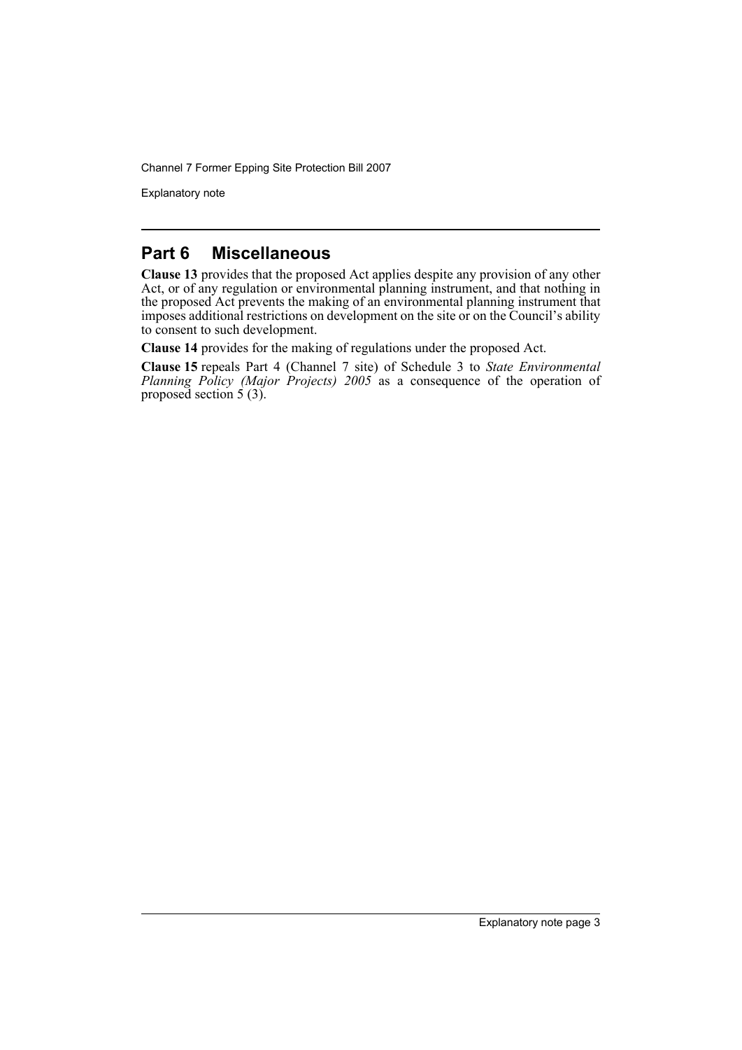## Part 6 Miscellaneous

**Clause 13** provides that the proposed Act applies despite any provision of any other Act, or of any regulation or environmental planning instrument, and that nothing in the proposed Act prevents the making of an environmental planning instrument that imposes additional restrictions on development on the site or on the Council's ability to consent to such development.

**Clause 14** provides for the making of regulations under the proposed Act.

**Clause 15** repeals Part 4 (Channel 7 site) of Schedule 3 to *State Environmental Planning Policy (Major Projects) 2005* as a consequence of the operation of proposed section 5 (3).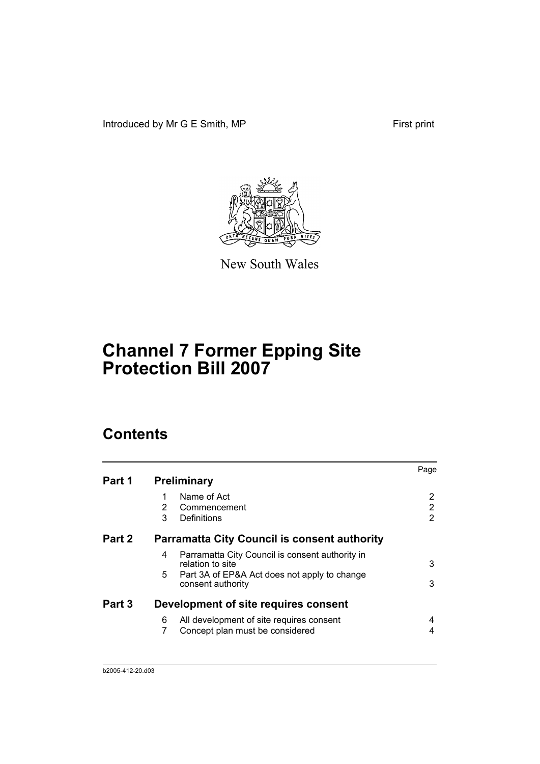Introduced by Mr G E Smith, MP

First print

New South Wales

# Channel 7 Former Epping Site Protection Bill 2007

## Contents

| | | | Page |
|---|---|---|---|
| **Part 1** | | **Preliminary** | |
| | 1 | Name of Act | 2 |
| | 2 | Commencement | 2 |
| | 3 | Definitions | 2 |
| **Part 2** | | **Parramatta City Council is consent authority** | |
| | 4 | Parramatta City Council is consent authority in relation to site | 3 |
| | 5 | Part 3A of EP&A Act does not apply to change consent authority | 3 |
| **Part 3** | | **Development of site requires consent** | |
| | 6 | All development of site requires consent | 4 |
| | 7 | Concept plan must be considered | 4 |

b2005-412-20.d03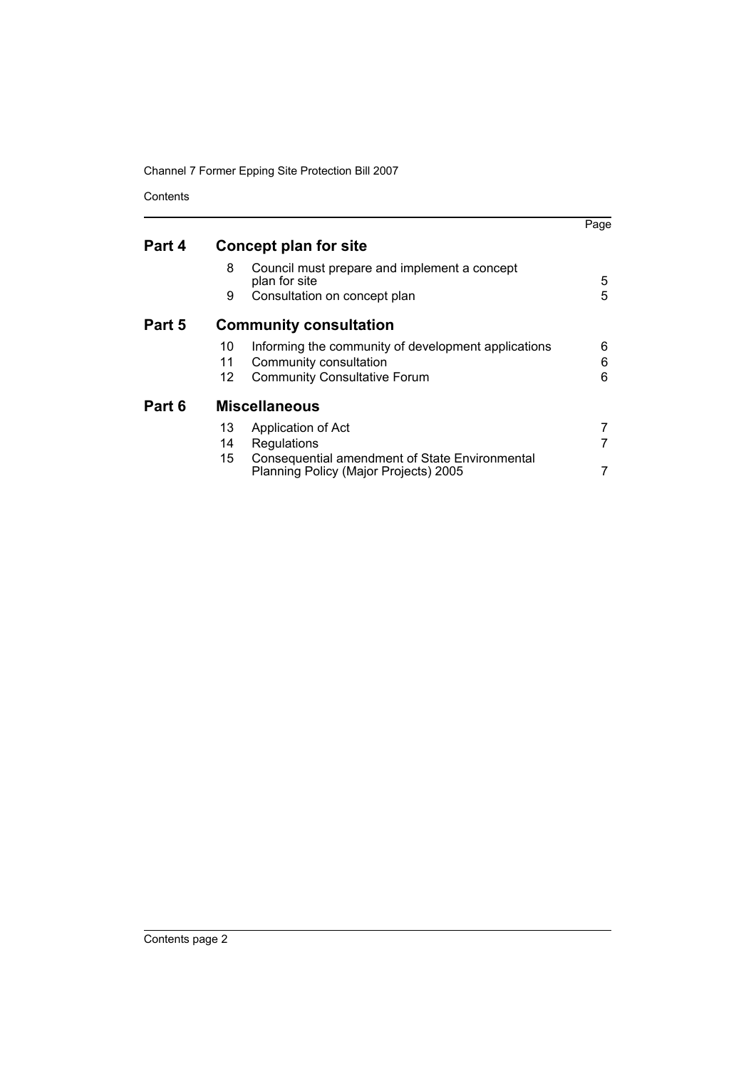| | | | Page |
|---|---|---|---|
| **Part 4** | **Concept plan for site** | | |
| | 8 | Council must prepare and implement a concept plan for site | 5 |
| | 9 | Consultation on concept plan | 5 |
| **Part 5** | **Community consultation** | | |
| | 10 | Informing the community of development applications | 6 |
| | 11 | Community consultation | 6 |
| | 12 | Community Consultative Forum | 6 |
| **Part 6** | **Miscellaneous** | | |
| | 13 | Application of Act | 7 |
| | 14 | Regulations | 7 |
| | 15 | Consequential amendment of State Environmental Planning Policy (Major Projects) 2005 | 7 |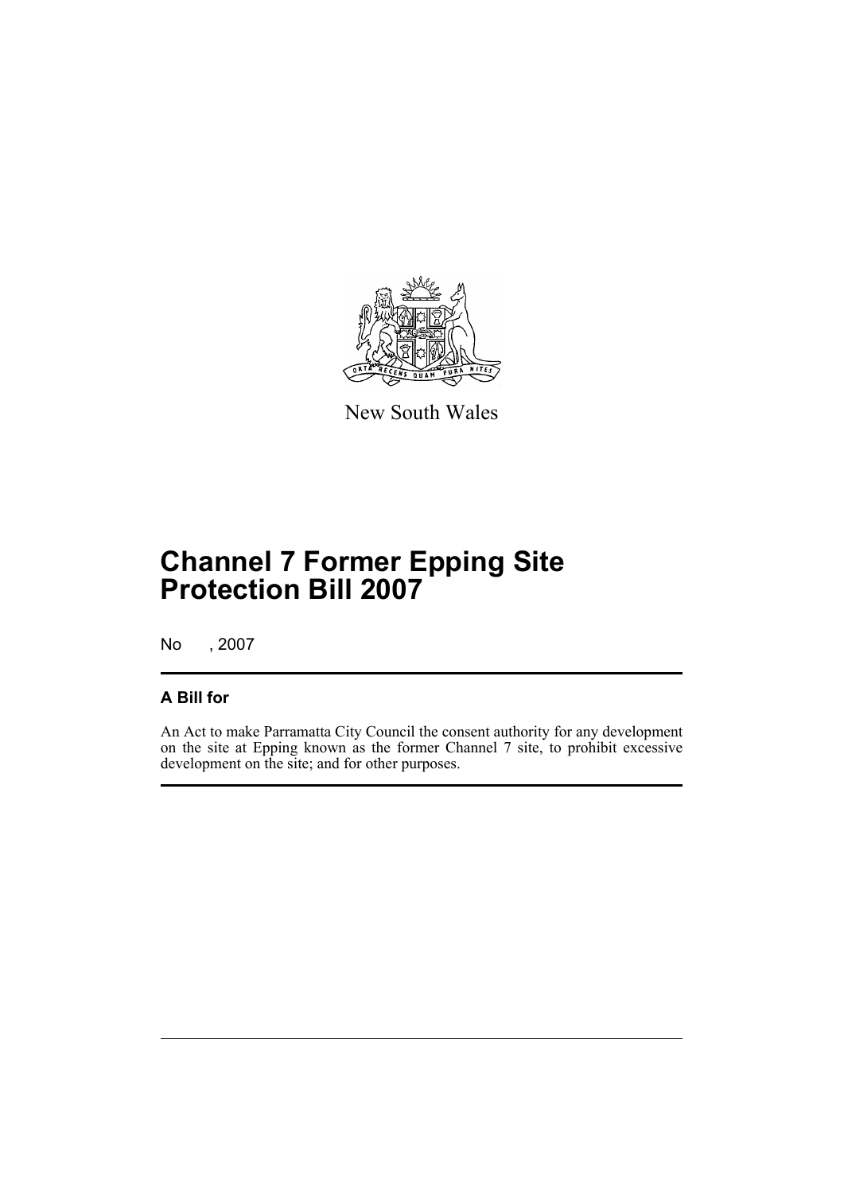New South Wales

# Channel 7 Former Epping Site Protection Bill 2007

No , 2007

## A Bill for

An Act to make Parramatta City Council the consent authority for any development on the site at Epping known as the former Channel 7 site, to prohibit excessive development on the site; and for other purposes.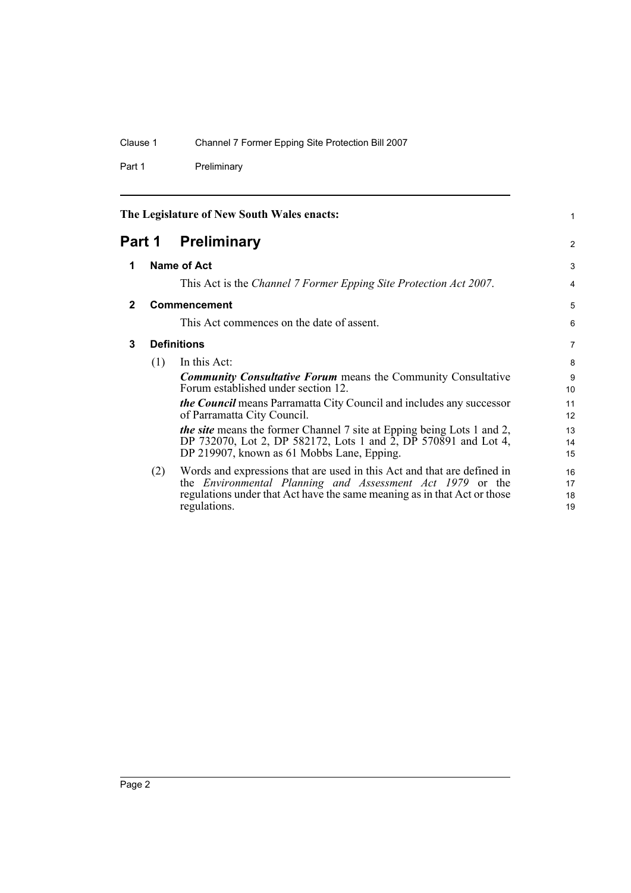The Legislature of New South Wales enacts:

# Part 1 Preliminary

## 1 Name of Act

This Act is the *Channel 7 Former Epping Site Protection Act 2007*.

## 2 Commencement

This Act commences on the date of assent.

## 3 Definitions

(1) In this Act:

***Community Consultative Forum*** means the Community Consultative Forum established under section 12.

***the Council*** means Parramatta City Council and includes any successor of Parramatta City Council.

***the site*** means the former Channel 7 site at Epping being Lots 1 and 2, DP 732070, Lot 2, DP 582172, Lots 1 and 2, DP 570891 and Lot 4, DP 219907, known as 61 Mobbs Lane, Epping.

(2) Words and expressions that are used in this Act and that are defined in the *Environmental Planning and Assessment Act 1979* or the regulations under that Act have the same meaning as in that Act or those regulations.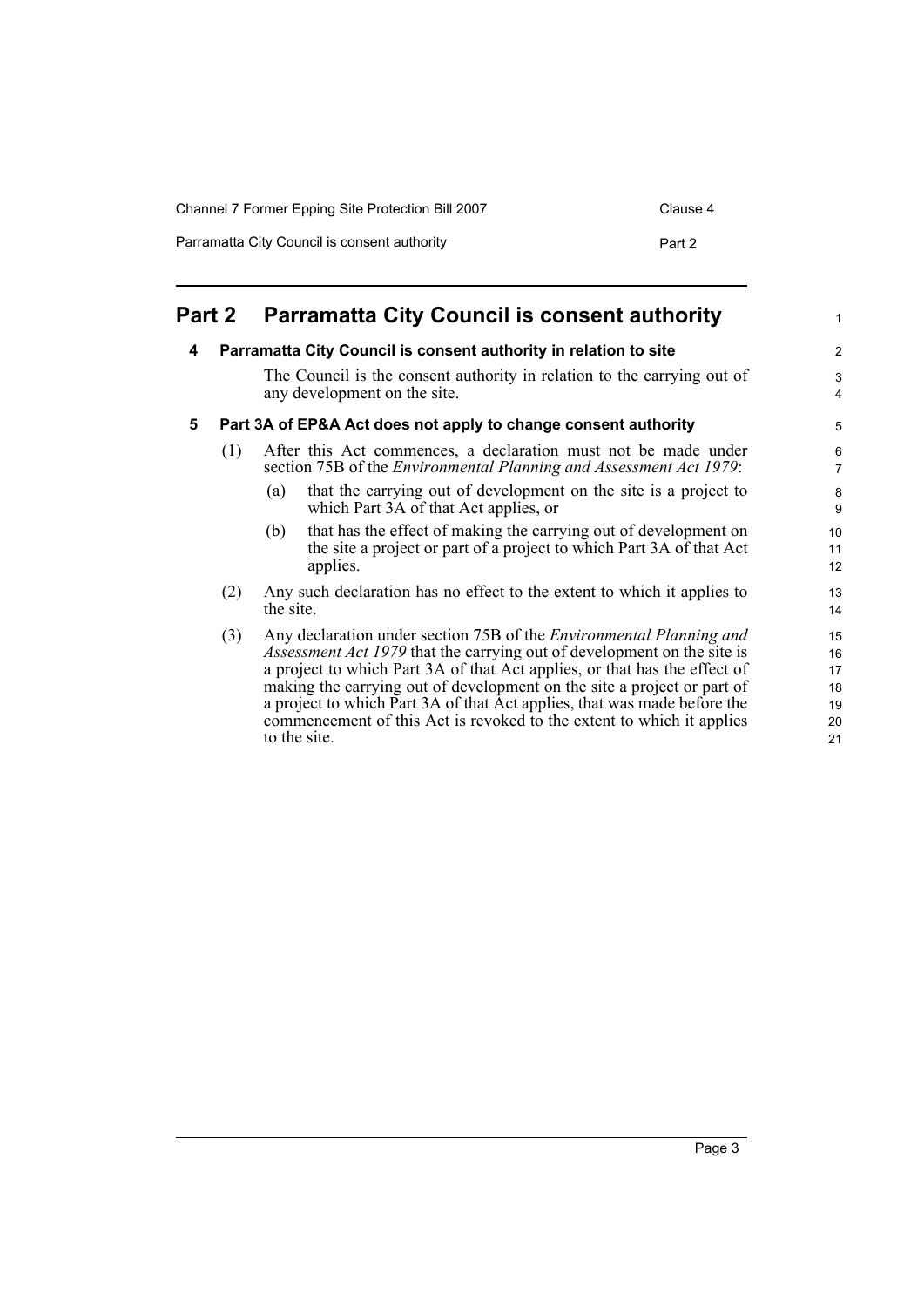## Part 2 Parramatta City Council is consent authority

### 4 Parramatta City Council is consent authority in relation to site

The Council is the consent authority in relation to the carrying out of any development on the site.

### 5 Part 3A of EP&A Act does not apply to change consent authority

(1) After this Act commences, a declaration must not be made under section 75B of the *Environmental Planning and Assessment Act 1979*:

  (a) that the carrying out of development on the site is a project to which Part 3A of that Act applies, or

  (b) that has the effect of making the carrying out of development on the site a project or part of a project to which Part 3A of that Act applies.

(2) Any such declaration has no effect to the extent to which it applies to the site.

(3) Any declaration under section 75B of the *Environmental Planning and Assessment Act 1979* that the carrying out of development on the site is a project to which Part 3A of that Act applies, or that has the effect of making the carrying out of development on the site a project or part of a project to which Part 3A of that Act applies, that was made before the commencement of this Act is revoked to the extent to which it applies to the site.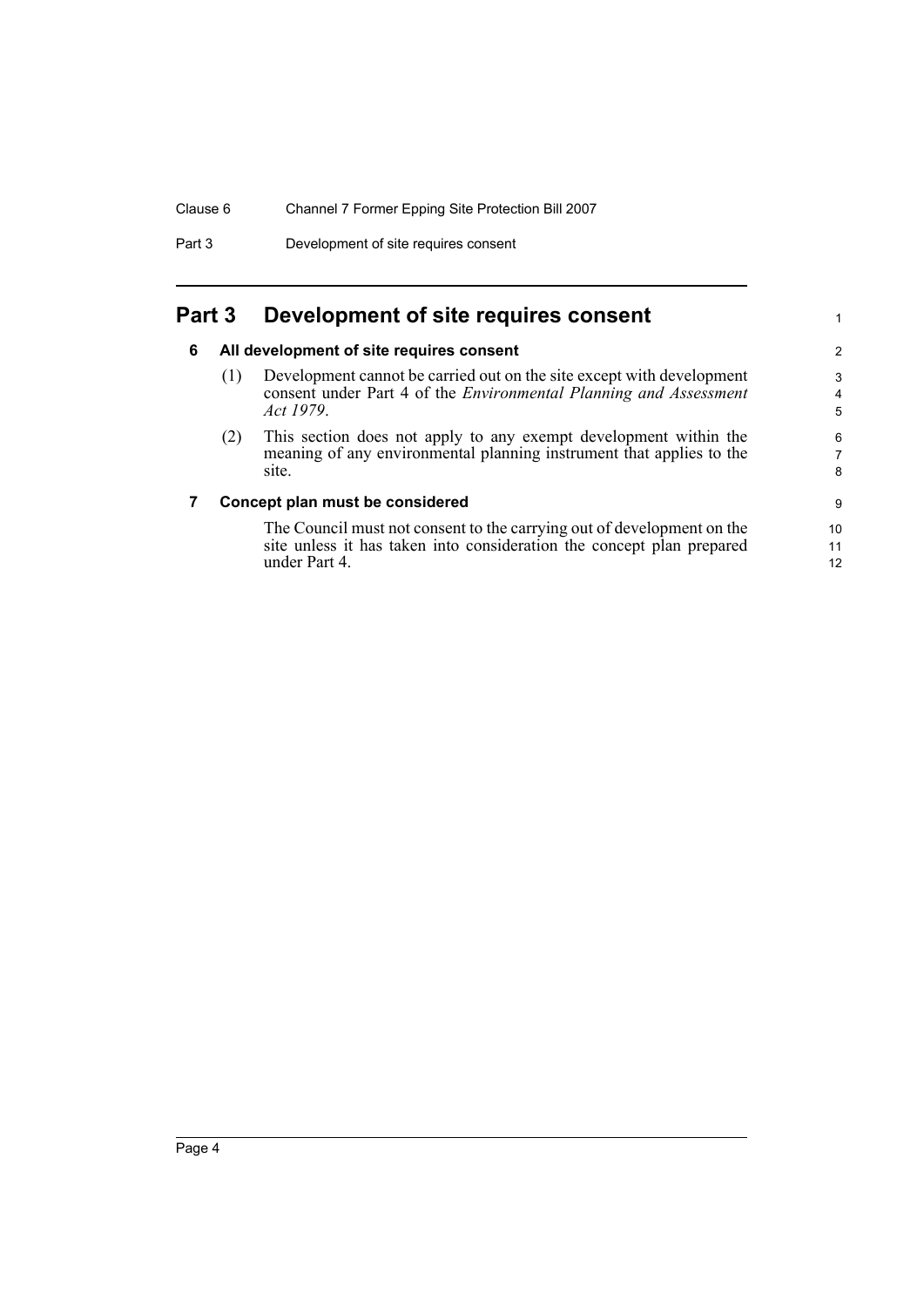## Part 3 Development of site requires consent

### 6 All development of site requires consent

(1) Development cannot be carried out on the site except with development consent under Part 4 of the *Environmental Planning and Assessment Act 1979*.

(2) This section does not apply to any exempt development within the meaning of any environmental planning instrument that applies to the site.

### 7 Concept plan must be considered

The Council must not consent to the carrying out of development on the site unless it has taken into consideration the concept plan prepared under Part 4.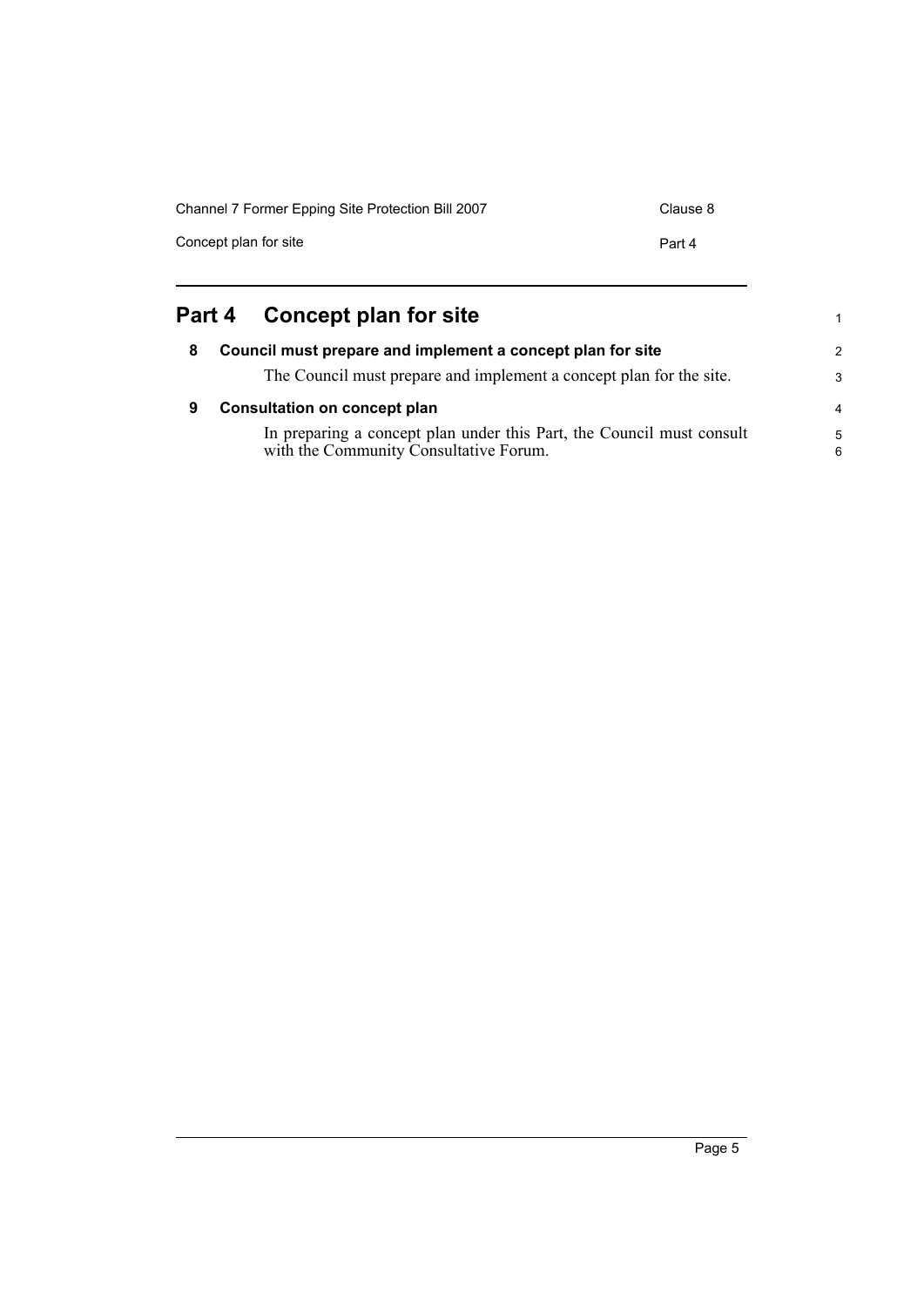# Part 4 Concept plan for site

## 8 Council must prepare and implement a concept plan for site

The Council must prepare and implement a concept plan for the site.

## 9 Consultation on concept plan

In preparing a concept plan under this Part, the Council must consult with the Community Consultative Forum.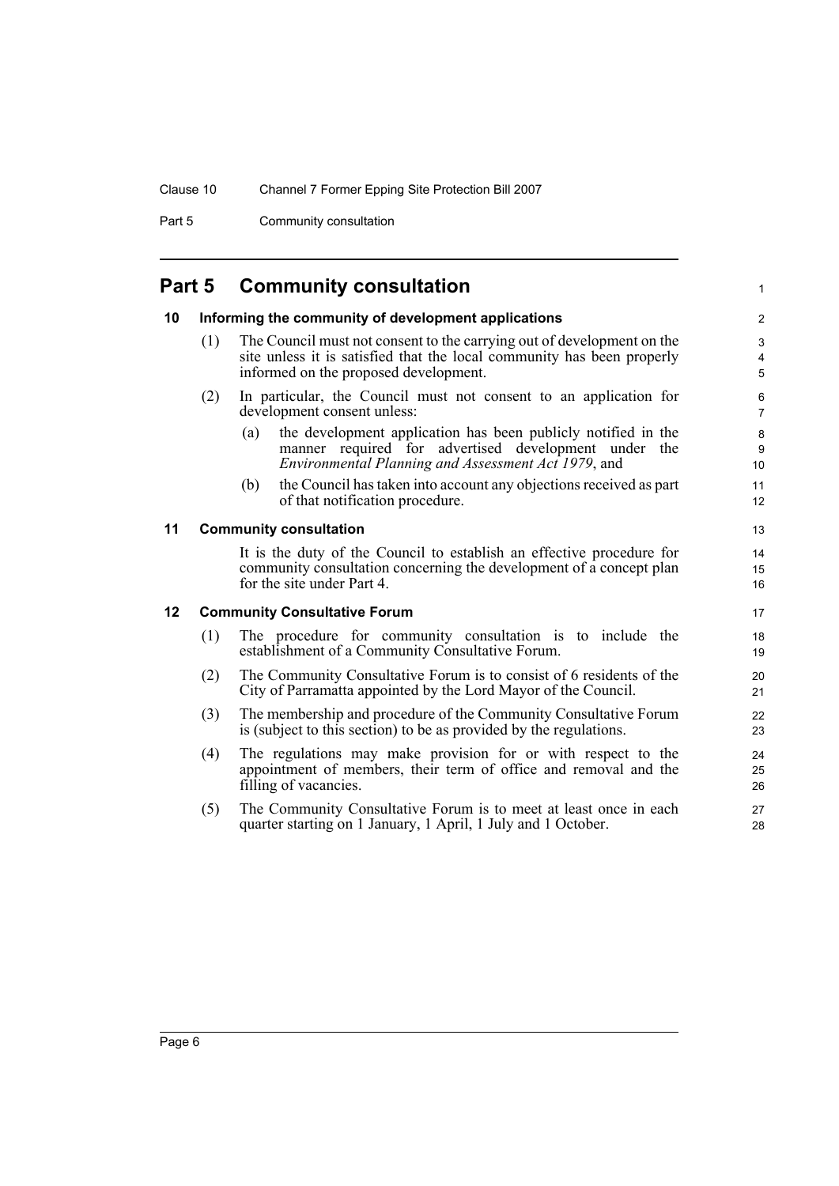## Part 5 Community consultation

### 10 Informing the community of development applications

(1) The Council must not consent to the carrying out of development on the site unless it is satisfied that the local community has been properly informed on the proposed development.

(2) In particular, the Council must not consent to an application for development consent unless:

- (a) the development application has been publicly notified in the manner required for advertised development under the *Environmental Planning and Assessment Act 1979*, and
- (b) the Council has taken into account any objections received as part of that notification procedure.

### 11 Community consultation

It is the duty of the Council to establish an effective procedure for community consultation concerning the development of a concept plan for the site under Part 4.

### 12 Community Consultative Forum

(1) The procedure for community consultation is to include the establishment of a Community Consultative Forum.

(2) The Community Consultative Forum is to consist of 6 residents of the City of Parramatta appointed by the Lord Mayor of the Council.

(3) The membership and procedure of the Community Consultative Forum is (subject to this section) to be as provided by the regulations.

(4) The regulations may make provision for or with respect to the appointment of members, their term of office and removal and the filling of vacancies.

(5) The Community Consultative Forum is to meet at least once in each quarter starting on 1 January, 1 April, 1 July and 1 October.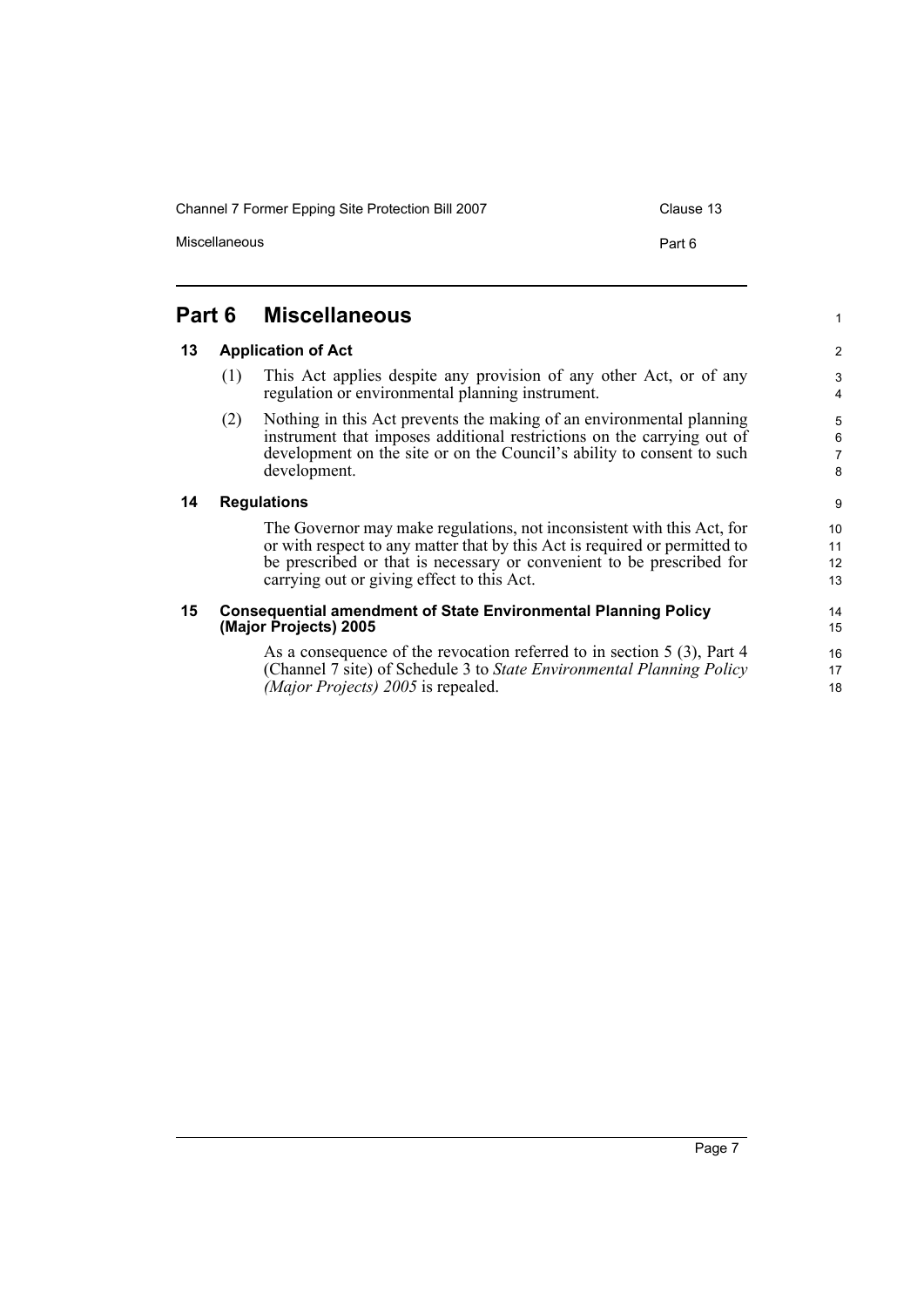## Part 6 Miscellaneous

### 13 Application of Act

(1) This Act applies despite any provision of any other Act, or of any regulation or environmental planning instrument.

(2) Nothing in this Act prevents the making of an environmental planning instrument that imposes additional restrictions on the carrying out of development on the site or on the Council's ability to consent to such development.

### 14 Regulations

The Governor may make regulations, not inconsistent with this Act, for or with respect to any matter that by this Act is required or permitted to be prescribed or that is necessary or convenient to be prescribed for carrying out or giving effect to this Act.

### 15 Consequential amendment of State Environmental Planning Policy (Major Projects) 2005

As a consequence of the revocation referred to in section 5 (3), Part 4 (Channel 7 site) of Schedule 3 to *State Environmental Planning Policy (Major Projects) 2005* is repealed.